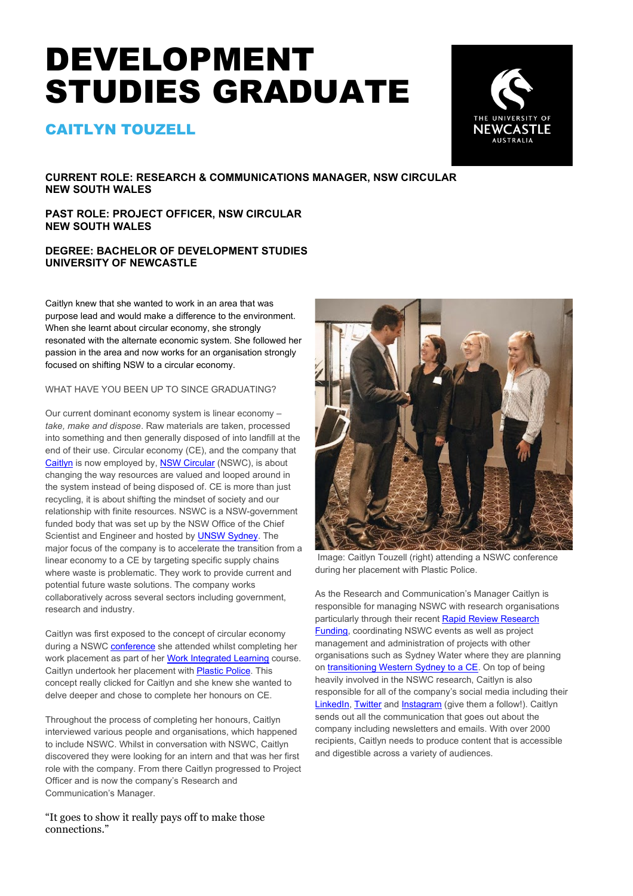# DEVELOPMENT STUDIES GRADUATE

## CAITLYN TOUZELL

**CURRENT ROLE: RESEARCH & COMMUNICATIONS MANAGER, NSW CIRCULAR**
**NEW SOUTH WALES**

**PAST ROLE: PROJECT OFFICER, NSW CIRCULAR**
**NEW SOUTH WALES**

**DEGREE: BACHELOR OF DEVELOPMENT STUDIES**
**UNIVERSITY OF NEWCASTLE**

Caitlyn knew that she wanted to work in an area that was purpose lead and would make a difference to the environment. When she learnt about circular economy, she strongly resonated with the alternate economic system. She followed her passion in the area and now works for an organisation strongly focused on shifting NSW to a circular economy.

WHAT HAVE YOU BEEN UP TO SINCE GRADUATING?

Our current dominant economy system is linear economy – *take, make and dispose*. Raw materials are taken, processed into something and then generally disposed of into landfill at the end of their use. Circular economy (CE), and the company that Caitlyn is now employed by, NSW Circular (NSWC), is about changing the way resources are valued and looped around in the system instead of being disposed of. CE is more than just recycling, it is about shifting the mindset of society and our relationship with finite resources. NSWC is a NSW-government funded body that was set up by the NSW Office of the Chief Scientist and Engineer and hosted by UNSW Sydney. The major focus of the company is to accelerate the transition from a linear economy to a CE by targeting specific supply chains where waste is problematic. They work to provide current and potential future waste solutions. The company works collaboratively across several sectors including government, research and industry.

Caitlyn was first exposed to the concept of circular economy during a NSWC conference she attended whilst completing her work placement as part of her Work Integrated Learning course. Caitlyn undertook her placement with Plastic Police. This concept really clicked for Caitlyn and she knew she wanted to delve deeper and chose to complete her honours on CE.

Throughout the process of completing her honours, Caitlyn interviewed various people and organisations, which happened to include NSWC. Whilst in conversation with NSWC, Caitlyn discovered they were looking for an intern and that was her first role with the company. From there Caitlyn progressed to Project Officer and is now the company's Research and Communication's Manager.

"It goes to show it really pays off to make those connections."

Image: Caitlyn Touzell (right) attending a NSWC conference during her placement with Plastic Police.

As the Research and Communication's Manager Caitlyn is responsible for managing NSWC with research organisations particularly through their recent Rapid Review Research Funding, coordinating NSWC events as well as project management and administration of projects with other organisations such as Sydney Water where they are planning on transitioning Western Sydney to a CE. On top of being heavily involved in the NSWC research, Caitlyn is also responsible for all of the company's social media including their LinkedIn, Twitter and Instagram (give them a follow!). Caitlyn sends out all the communication that goes out about the company including newsletters and emails. With over 2000 recipients, Caitlyn needs to produce content that is accessible and digestible across a variety of audiences.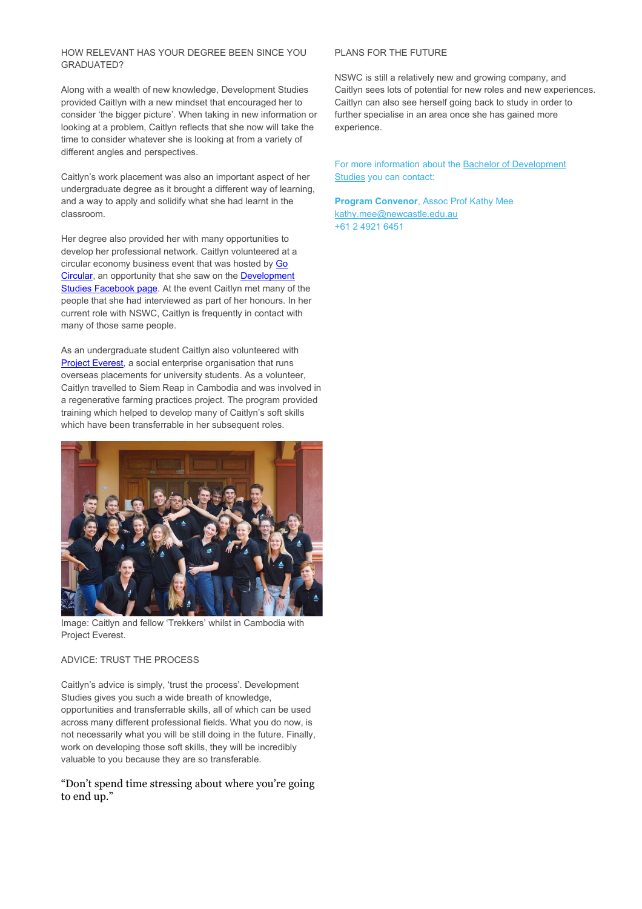## HOW RELEVANT HAS YOUR DEGREE BEEN SINCE YOU GRADUATED?

Along with a wealth of new knowledge, Development Studies provided Caitlyn with a new mindset that encouraged her to consider 'the bigger picture'. When taking in new information or looking at a problem, Caitlyn reflects that she now will take the time to consider whatever she is looking at from a variety of different angles and perspectives.

Caitlyn's work placement was also an important aspect of her undergraduate degree as it brought a different way of learning, and a way to apply and solidify what she had learnt in the classroom.

Her degree also provided her with many opportunities to develop her professional network. Caitlyn volunteered at a circular economy business event that was hosted by Go Circular, an opportunity that she saw on the Development Studies Facebook page. At the event Caitlyn met many of the people that she had interviewed as part of her honours. In her current role with NSWC, Caitlyn is frequently in contact with many of those same people.

As an undergraduate student Caitlyn also volunteered with Project Everest, a social enterprise organisation that runs overseas placements for university students. As a volunteer, Caitlyn travelled to Siem Reap in Cambodia and was involved in a regenerative farming practices project. The program provided training which helped to develop many of Caitlyn's soft skills which have been transferrable in her subsequent roles.

Image: Caitlyn and fellow 'Trekkers' whilst in Cambodia with Project Everest.

## ADVICE: TRUST THE PROCESS

Caitlyn's advice is simply, 'trust the process'. Development Studies gives you such a wide breath of knowledge, opportunities and transferrable skills, all of which can be used across many different professional fields. What you do now, is not necessarily what you will be still doing in the future. Finally, work on developing those soft skills, they will be incredibly valuable to you because they are so transferable.

"Don't spend time stressing about where you're going to end up."

## PLANS FOR THE FUTURE

NSWC is still a relatively new and growing company, and Caitlyn sees lots of potential for new roles and new experiences. Caitlyn can also see herself going back to study in order to further specialise in an area once she has gained more experience.

For more information about the Bachelor of Development Studies you can contact:

**Program Convenor**, Assoc Prof Kathy Mee
kathy.mee@newcastle.edu.au
+61 2 4921 6451